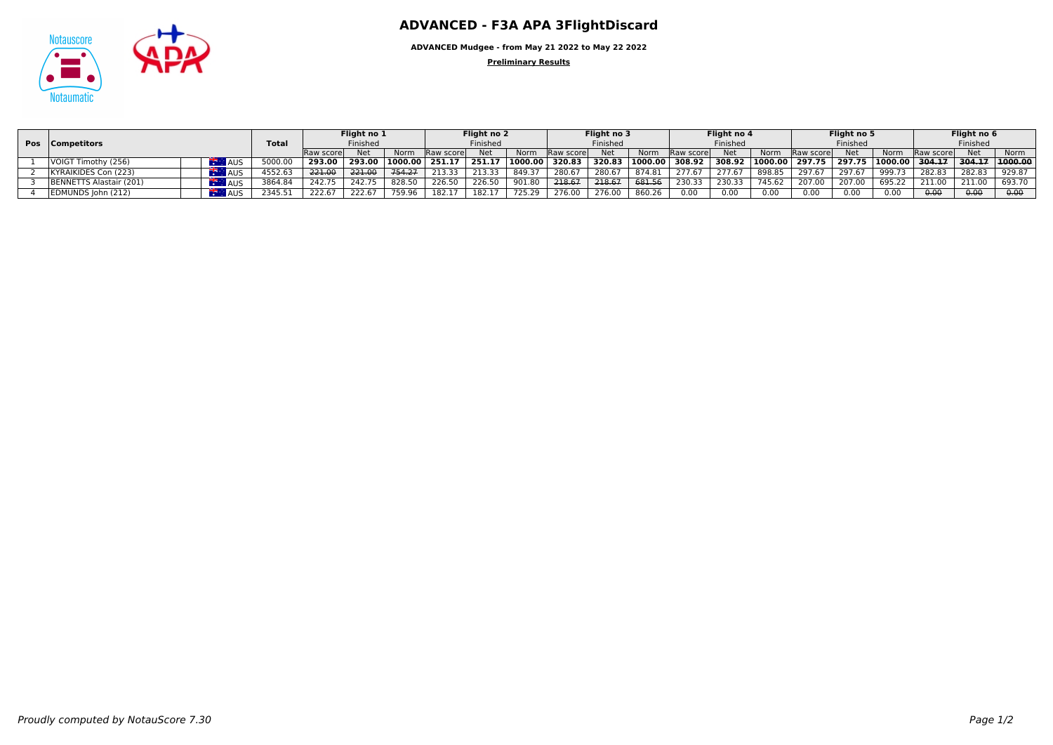# ADVANCED - F3A APA 3FlightDiscard

**ADVANCED Mudgee - from May 21 2022 to May 22 2022**

**Preliminary Results**

| Pos | Competitors | | Total | Flight no 1 | | | Flight no 2 | | | Flight no 3 | | | Flight no 4 | | | Flight no 5 | | | Flight no 6 | | |
|---|---|---|---|---|---|---|---|---|---|---|---|---|---|---|---|---|---|---|---|---|---|
| | | | | Finished | | | Finished | | | Finished | | | Finished | | | Finished | | | Finished | | |
| | | | | Raw score | Net | Norm | Raw score | Net | Norm | Raw score | Net | Norm | Raw score | Net | Norm | Raw score | Net | Norm | Raw score | Net | Norm |
| 1 | VOIGT Timothy (256) | AUS | 5000.00 | **293.00** | **293.00** | **1000.00** | **251.17** | **251.17** | **1000.00** | **320.83** | **320.83** | **1000.00** | **308.92** | **308.92** | **1000.00** | **297.75** | **297.75** | **1000.00** | ~~304.17~~ | ~~304.17~~ | ~~1000.00~~ |
| 2 | KYRAIKIDES Con (223) | AUS | 4552.63 | ~~221.00~~ | ~~221.00~~ | ~~754.27~~ | 213.33 | 213.33 | 849.37 | 280.67 | 280.67 | 874.81 | 277.67 | 277.67 | 898.85 | 297.67 | 297.67 | 999.73 | 282.83 | 282.83 | 929.87 |
| 3 | BENNETTS Alastair (201) | AUS | 3864.84 | 242.75 | 242.75 | 828.50 | 226.50 | 226.50 | 901.80 | ~~218.67~~ | ~~218.67~~ | ~~681.56~~ | 230.33 | 230.33 | 745.62 | 207.00 | 207.00 | 695.22 | 211.00 | 211.00 | 693.70 |
| 4 | EDMUNDS John (212) | AUS | 2345.51 | 222.67 | 222.67 | 759.96 | 182.17 | 182.17 | 725.29 | 276.00 | 276.00 | 860.26 | 0.00 | 0.00 | 0.00 | 0.00 | 0.00 | 0.00 | ~~0.00~~ | ~~0.00~~ | ~~0.00~~ |

*Proudly computed by NotauScore 7.30*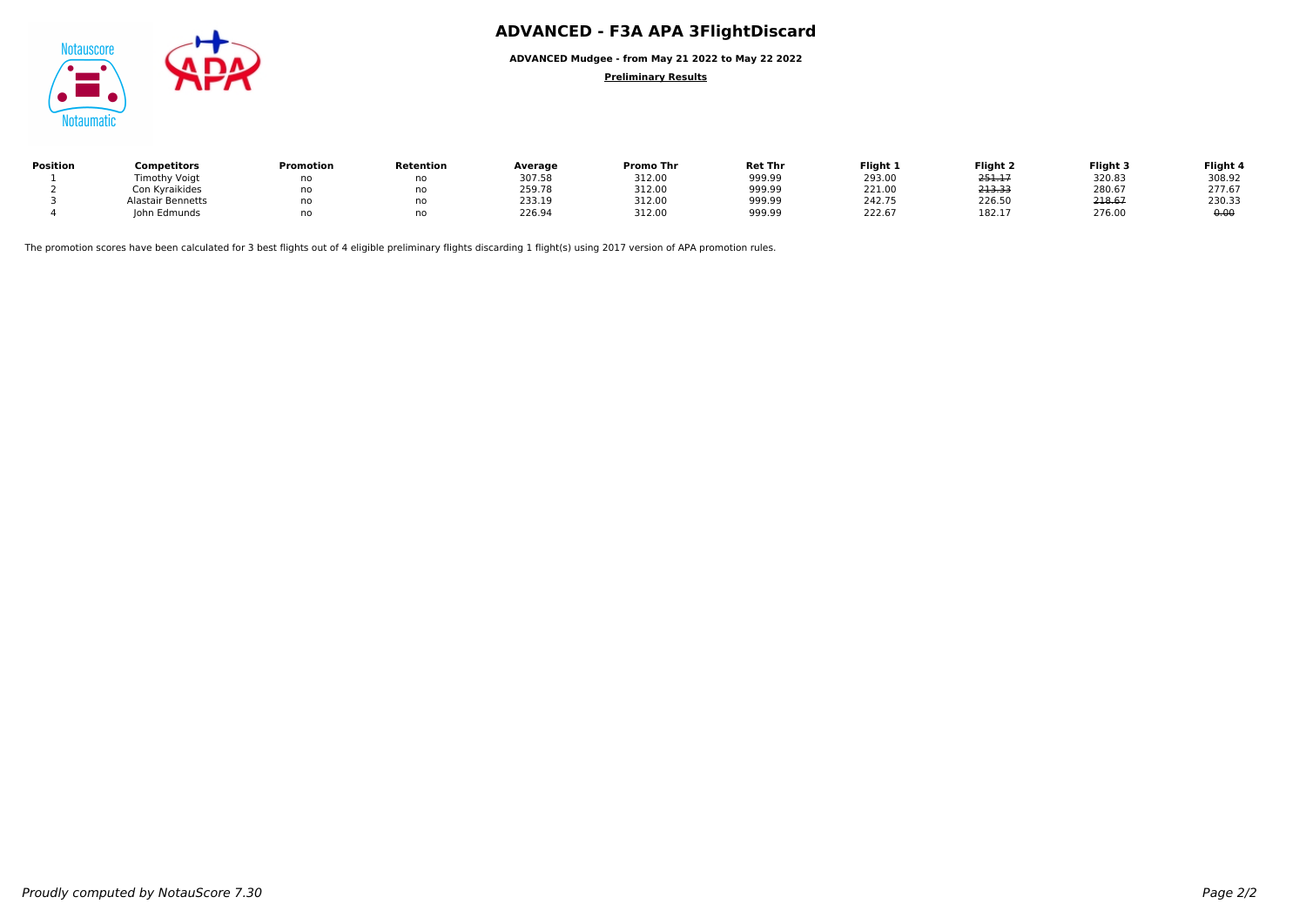# ADVANCED - F3A APA 3FlightDiscard

**ADVANCED Mudgee - from May 21 2022 to May 22 2022**

**Preliminary Results**

| Position | Competitors | Promotion | Retention | Average | Promo Thr | Ret Thr | Flight 1 | Flight 2 | Flight 3 | Flight 4 |
|---|---|---|---|---|---|---|---|---|---|---|
| 1 | Timothy Voigt | no | no | 307.58 | 312.00 | 999.99 | 293.00 | ~~251.17~~ | 320.83 | 308.92 |
| 2 | Con Kyraikides | no | no | 259.78 | 312.00 | 999.99 | 221.00 | ~~213.33~~ | 280.67 | 277.67 |
| 3 | Alastair Bennetts | no | no | 233.19 | 312.00 | 999.99 | 242.75 | 226.50 | ~~218.67~~ | 230.33 |
| 4 | John Edmunds | no | no | 226.94 | 312.00 | 999.99 | 222.67 | 182.17 | 276.00 | ~~0.00~~ |

The promotion scores have been calculated for 3 best flights out of 4 eligible preliminary flights discarding 1 flight(s) using 2017 version of APA promotion rules.

*Proudly computed by NotauScore 7.30*